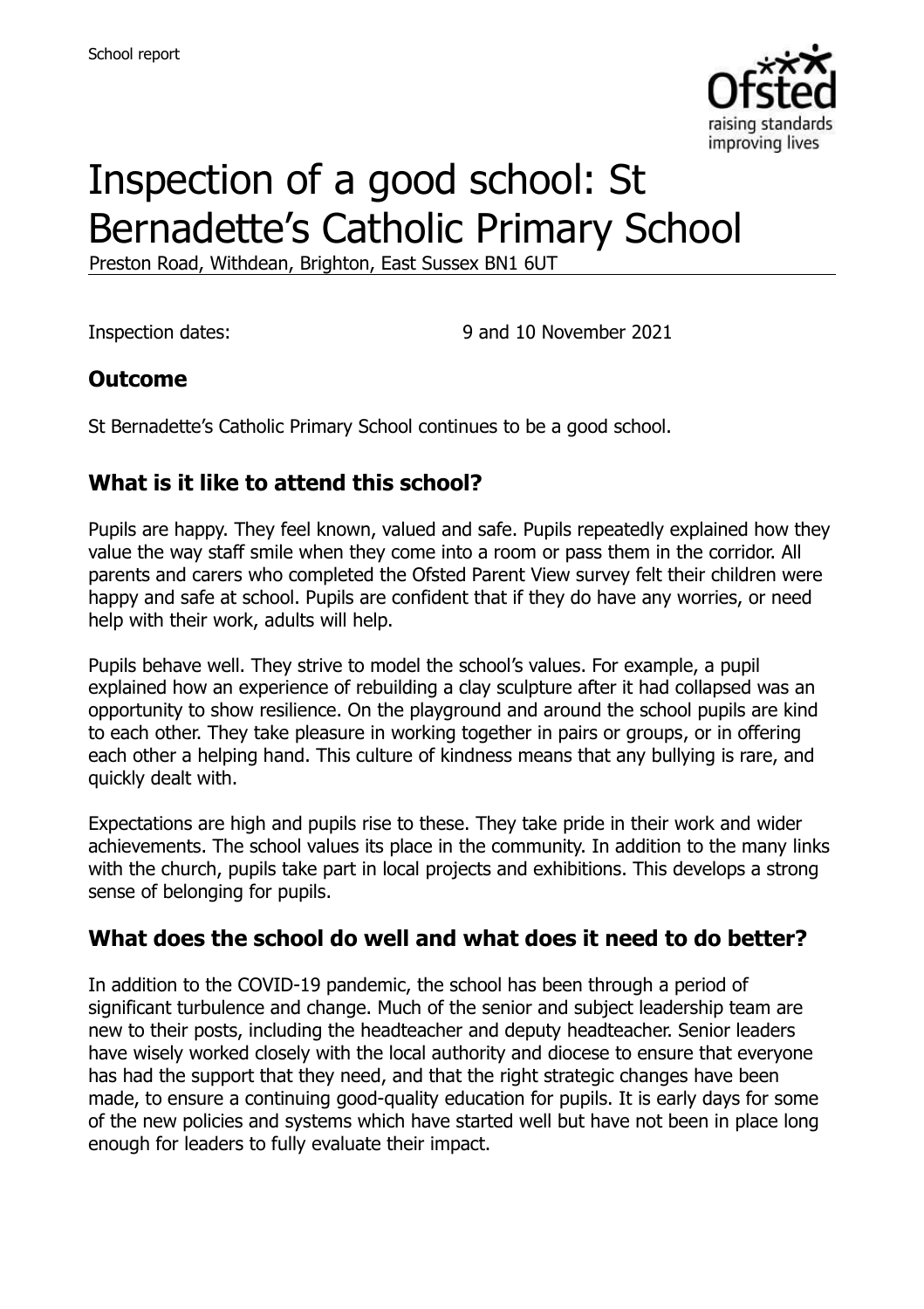School report

# Inspection of a good school: St Bernadette's Catholic Primary School

Preston Road, Withdean, Brighton, East Sussex BN1 6UT

Inspection dates: 9 and 10 November 2021

## Outcome

St Bernadette's Catholic Primary School continues to be a good school.

## What is it like to attend this school?

Pupils are happy. They feel known, valued and safe. Pupils repeatedly explained how they value the way staff smile when they come into a room or pass them in the corridor. All parents and carers who completed the Ofsted Parent View survey felt their children were happy and safe at school. Pupils are confident that if they do have any worries, or need help with their work, adults will help.

Pupils behave well. They strive to model the school's values. For example, a pupil explained how an experience of rebuilding a clay sculpture after it had collapsed was an opportunity to show resilience. On the playground and around the school pupils are kind to each other. They take pleasure in working together in pairs or groups, or in offering each other a helping hand. This culture of kindness means that any bullying is rare, and quickly dealt with.

Expectations are high and pupils rise to these. They take pride in their work and wider achievements. The school values its place in the community. In addition to the many links with the church, pupils take part in local projects and exhibitions. This develops a strong sense of belonging for pupils.

## What does the school do well and what does it need to do better?

In addition to the COVID-19 pandemic, the school has been through a period of significant turbulence and change. Much of the senior and subject leadership team are new to their posts, including the headteacher and deputy headteacher. Senior leaders have wisely worked closely with the local authority and diocese to ensure that everyone has had the support that they need, and that the right strategic changes have been made, to ensure a continuing good-quality education for pupils. It is early days for some of the new policies and systems which have started well but have not been in place long enough for leaders to fully evaluate their impact.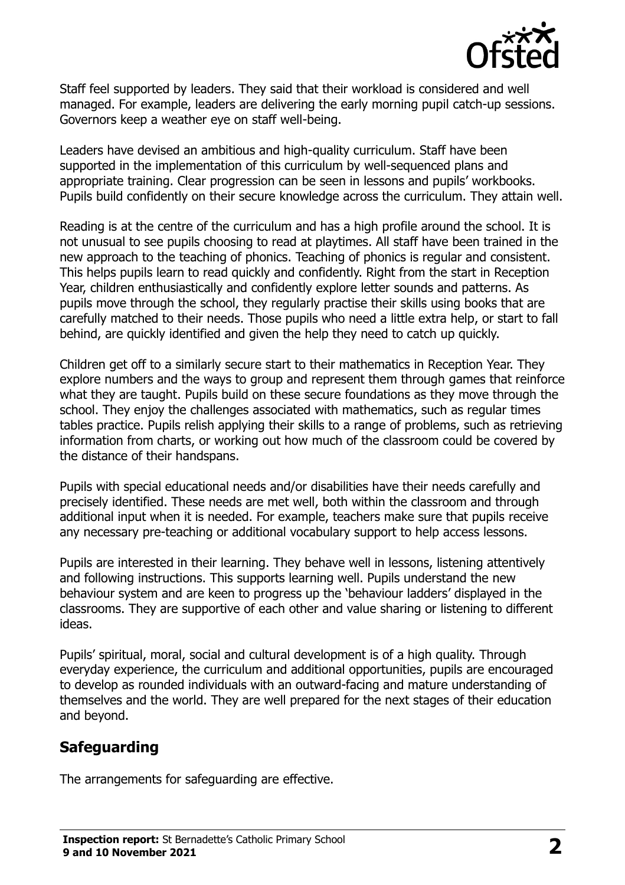Staff feel supported by leaders. They said that their workload is considered and well managed. For example, leaders are delivering the early morning pupil catch-up sessions. Governors keep a weather eye on staff well-being.

Leaders have devised an ambitious and high-quality curriculum. Staff have been supported in the implementation of this curriculum by well-sequenced plans and appropriate training. Clear progression can be seen in lessons and pupils' workbooks. Pupils build confidently on their secure knowledge across the curriculum. They attain well.

Reading is at the centre of the curriculum and has a high profile around the school. It is not unusual to see pupils choosing to read at playtimes. All staff have been trained in the new approach to the teaching of phonics. Teaching of phonics is regular and consistent. This helps pupils learn to read quickly and confidently. Right from the start in Reception Year, children enthusiastically and confidently explore letter sounds and patterns. As pupils move through the school, they regularly practise their skills using books that are carefully matched to their needs. Those pupils who need a little extra help, or start to fall behind, are quickly identified and given the help they need to catch up quickly.

Children get off to a similarly secure start to their mathematics in Reception Year. They explore numbers and the ways to group and represent them through games that reinforce what they are taught. Pupils build on these secure foundations as they move through the school. They enjoy the challenges associated with mathematics, such as regular times tables practice. Pupils relish applying their skills to a range of problems, such as retrieving information from charts, or working out how much of the classroom could be covered by the distance of their handspans.

Pupils with special educational needs and/or disabilities have their needs carefully and precisely identified. These needs are met well, both within the classroom and through additional input when it is needed. For example, teachers make sure that pupils receive any necessary pre-teaching or additional vocabulary support to help access lessons.

Pupils are interested in their learning. They behave well in lessons, listening attentively and following instructions. This supports learning well. Pupils understand the new behaviour system and are keen to progress up the 'behaviour ladders' displayed in the classrooms. They are supportive of each other and value sharing or listening to different ideas.

Pupils' spiritual, moral, social and cultural development is of a high quality. Through everyday experience, the curriculum and additional opportunities, pupils are encouraged to develop as rounded individuals with an outward-facing and mature understanding of themselves and the world. They are well prepared for the next stages of their education and beyond.

## Safeguarding

The arrangements for safeguarding are effective.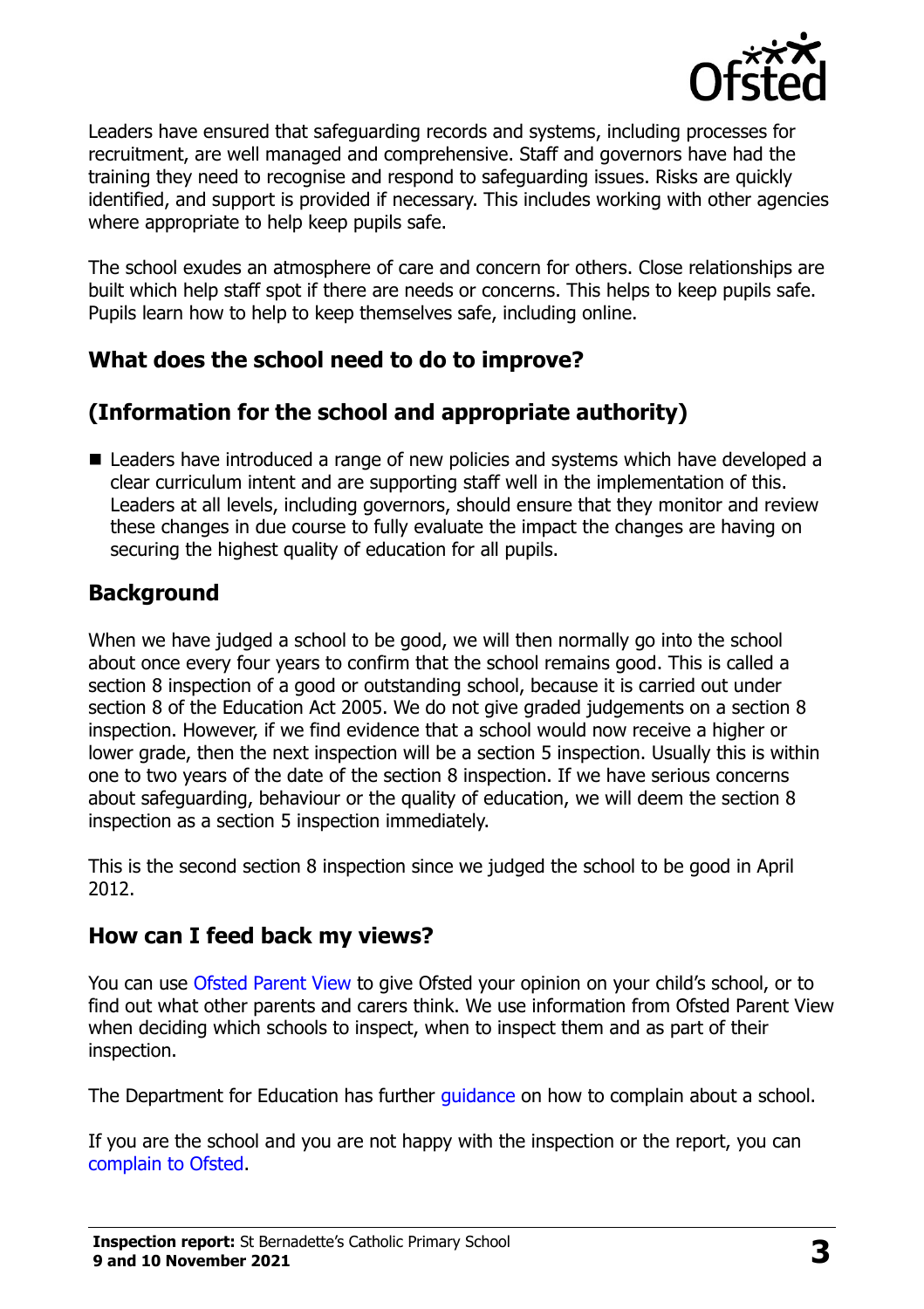Leaders have ensured that safeguarding records and systems, including processes for recruitment, are well managed and comprehensive. Staff and governors have had the training they need to recognise and respond to safeguarding issues. Risks are quickly identified, and support is provided if necessary. This includes working with other agencies where appropriate to help keep pupils safe.

The school exudes an atmosphere of care and concern for others. Close relationships are built which help staff spot if there are needs or concerns. This helps to keep pupils safe. Pupils learn how to help to keep themselves safe, including online.

## What does the school need to do to improve?

## (Information for the school and appropriate authority)

- Leaders have introduced a range of new policies and systems which have developed a clear curriculum intent and are supporting staff well in the implementation of this. Leaders at all levels, including governors, should ensure that they monitor and review these changes in due course to fully evaluate the impact the changes are having on securing the highest quality of education for all pupils.

## Background

When we have judged a school to be good, we will then normally go into the school about once every four years to confirm that the school remains good. This is called a section 8 inspection of a good or outstanding school, because it is carried out under section 8 of the Education Act 2005. We do not give graded judgements on a section 8 inspection. However, if we find evidence that a school would now receive a higher or lower grade, then the next inspection will be a section 5 inspection. Usually this is within one to two years of the date of the section 8 inspection. If we have serious concerns about safeguarding, behaviour or the quality of education, we will deem the section 8 inspection as a section 5 inspection immediately.

This is the second section 8 inspection since we judged the school to be good in April 2012.

## How can I feed back my views?

You can use Ofsted Parent View to give Ofsted your opinion on your child's school, or to find out what other parents and carers think. We use information from Ofsted Parent View when deciding which schools to inspect, when to inspect them and as part of their inspection.

The Department for Education has further guidance on how to complain about a school.

If you are the school and you are not happy with the inspection or the report, you can complain to Ofsted.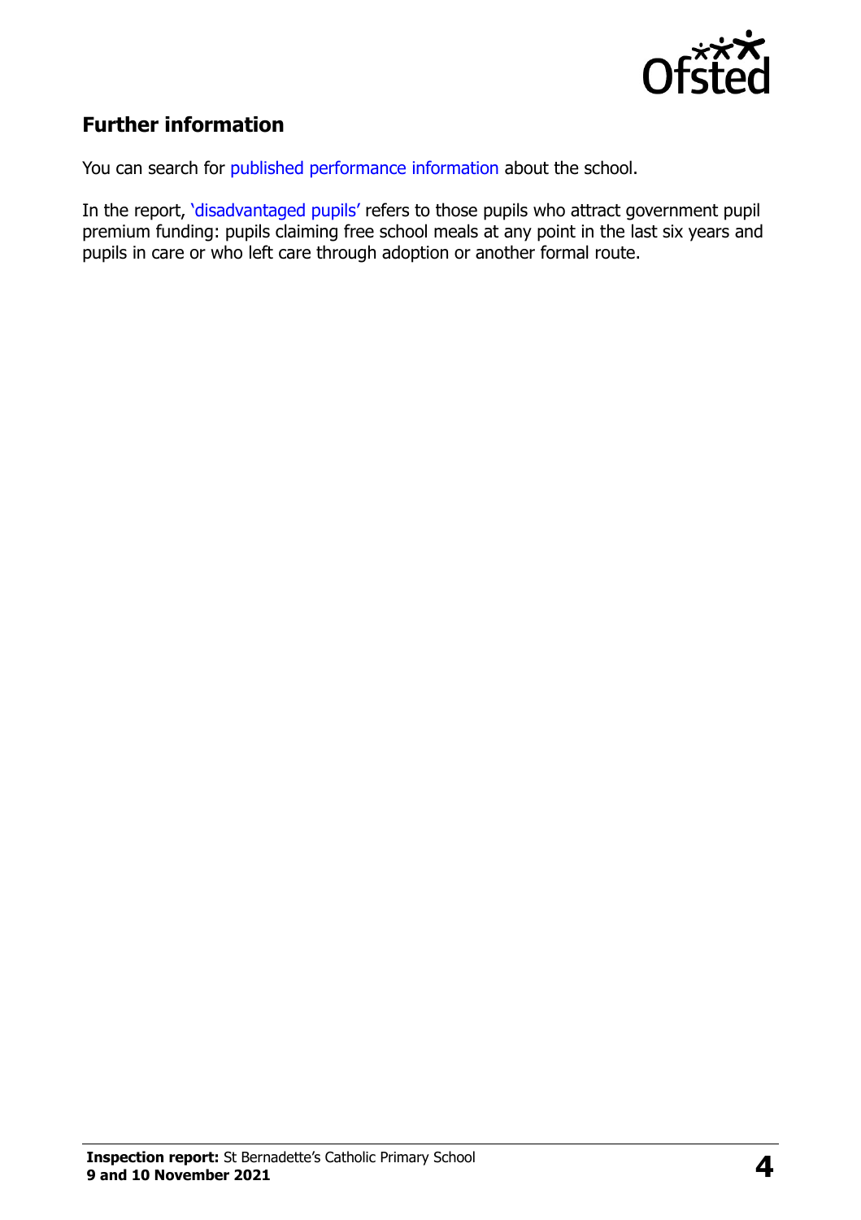## Further information

You can search for published performance information about the school.

In the report, 'disadvantaged pupils' refers to those pupils who attract government pupil premium funding: pupils claiming free school meals at any point in the last six years and pupils in care or who left care through adoption or another formal route.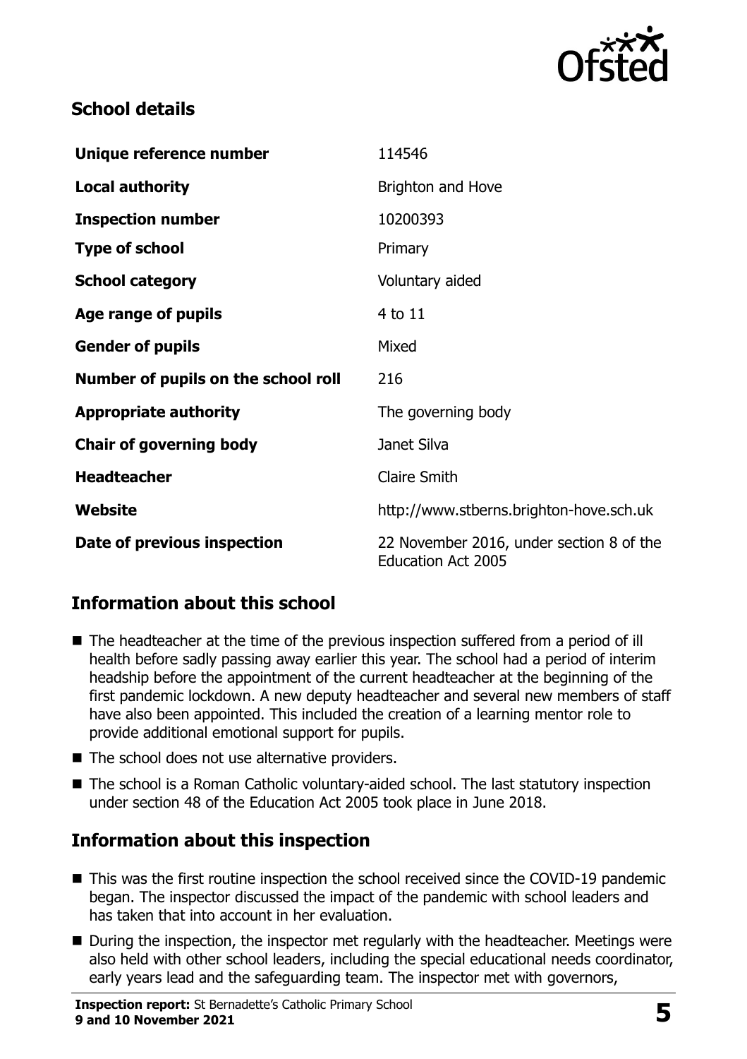## School details

| | |
|---|---|
| **Unique reference number** | 114546 |
| **Local authority** | Brighton and Hove |
| **Inspection number** | 10200393 |
| **Type of school** | Primary |
| **School category** | Voluntary aided |
| **Age range of pupils** | 4 to 11 |
| **Gender of pupils** | Mixed |
| **Number of pupils on the school roll** | 216 |
| **Appropriate authority** | The governing body |
| **Chair of governing body** | Janet Silva |
| **Headteacher** | Claire Smith |
| **Website** | http://www.stberns.brighton-hove.sch.uk |
| **Date of previous inspection** | 22 November 2016, under section 8 of the Education Act 2005 |

## Information about this school

- The headteacher at the time of the previous inspection suffered from a period of ill health before sadly passing away earlier this year. The school had a period of interim headship before the appointment of the current headteacher at the beginning of the first pandemic lockdown. A new deputy headteacher and several new members of staff have also been appointed. This included the creation of a learning mentor role to provide additional emotional support for pupils.
- The school does not use alternative providers.
- The school is a Roman Catholic voluntary-aided school. The last statutory inspection under section 48 of the Education Act 2005 took place in June 2018.

## Information about this inspection

- This was the first routine inspection the school received since the COVID-19 pandemic began. The inspector discussed the impact of the pandemic with school leaders and has taken that into account in her evaluation.
- During the inspection, the inspector met regularly with the headteacher. Meetings were also held with other school leaders, including the special educational needs coordinator, early years lead and the safeguarding team. The inspector met with governors,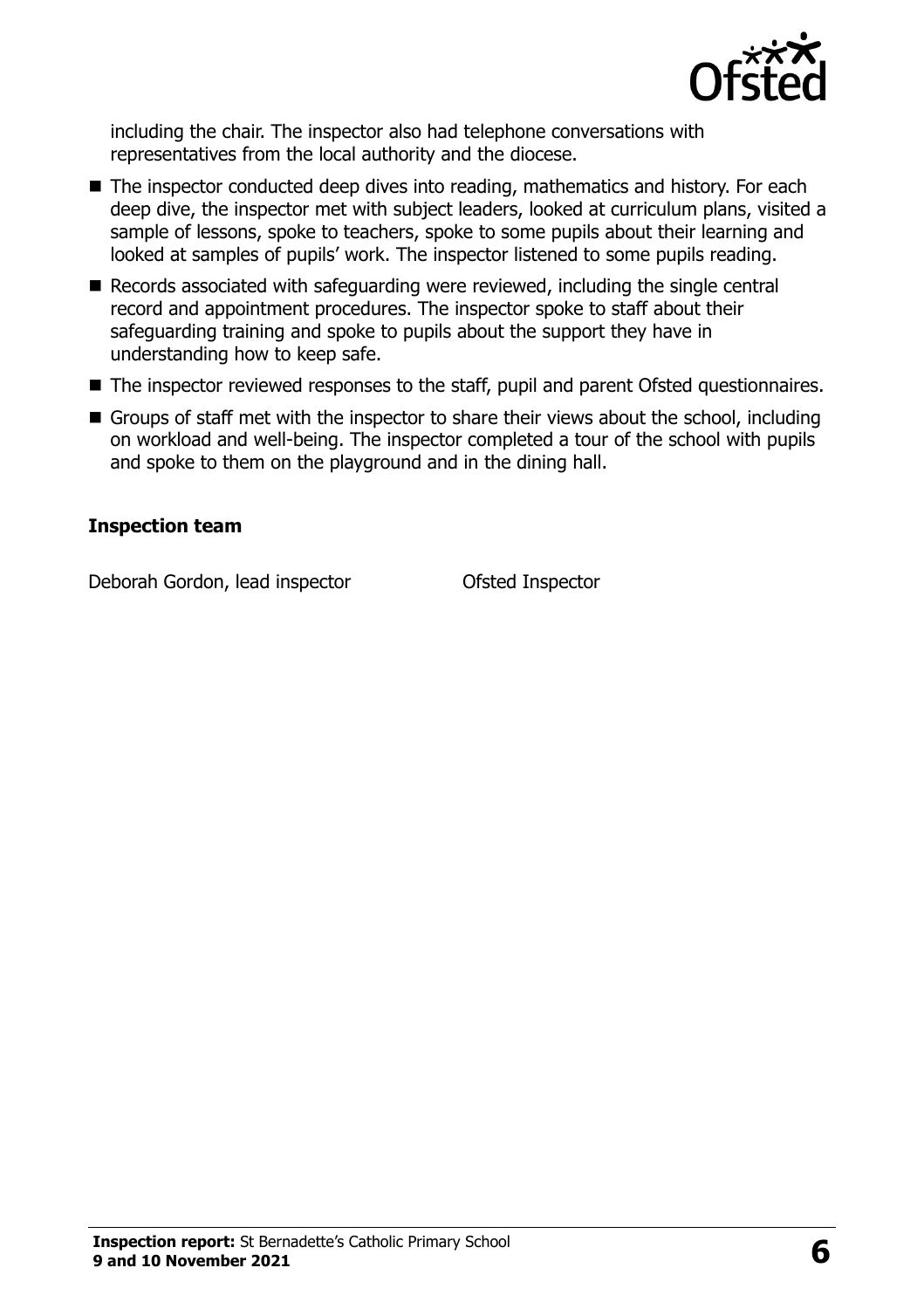including the chair. The inspector also had telephone conversations with representatives from the local authority and the diocese.

- The inspector conducted deep dives into reading, mathematics and history. For each deep dive, the inspector met with subject leaders, looked at curriculum plans, visited a sample of lessons, spoke to teachers, spoke to some pupils about their learning and looked at samples of pupils' work. The inspector listened to some pupils reading.
- Records associated with safeguarding were reviewed, including the single central record and appointment procedures. The inspector spoke to staff about their safeguarding training and spoke to pupils about the support they have in understanding how to keep safe.
- The inspector reviewed responses to the staff, pupil and parent Ofsted questionnaires.
- Groups of staff met with the inspector to share their views about the school, including on workload and well-being. The inspector completed a tour of the school with pupils and spoke to them on the playground and in the dining hall.

### Inspection team

| | |
|---|---|
| Deborah Gordon, lead inspector | Ofsted Inspector |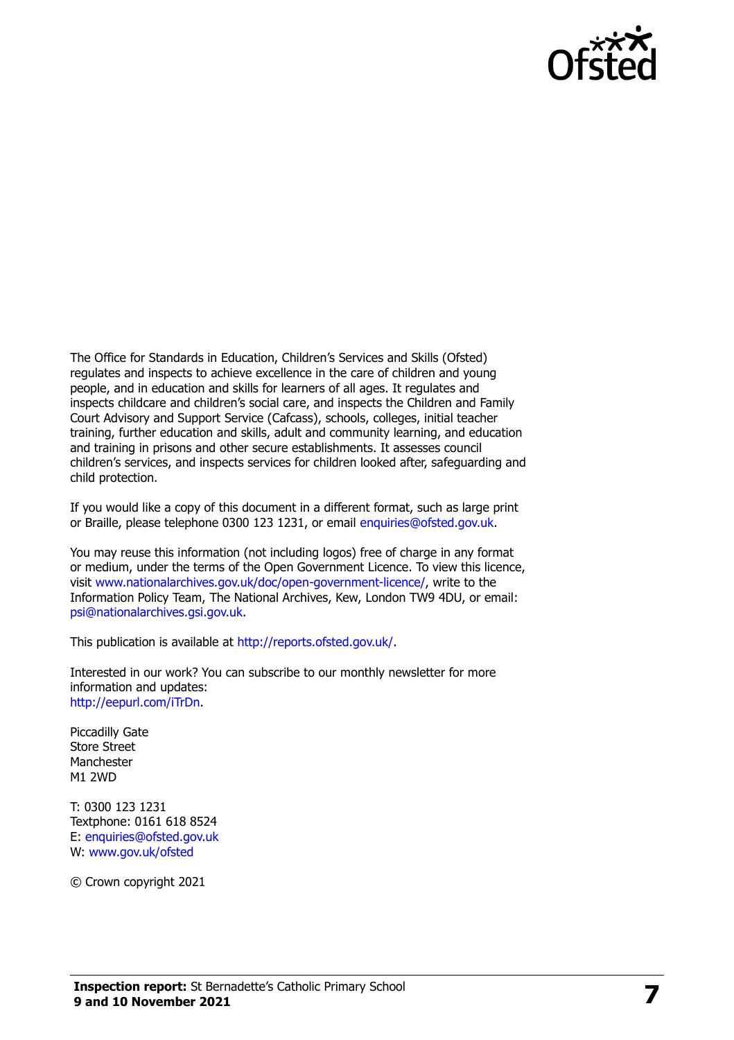The Office for Standards in Education, Children's Services and Skills (Ofsted) regulates and inspects to achieve excellence in the care of children and young people, and in education and skills for learners of all ages. It regulates and inspects childcare and children's social care, and inspects the Children and Family Court Advisory and Support Service (Cafcass), schools, colleges, initial teacher training, further education and skills, adult and community learning, and education and training in prisons and other secure establishments. It assesses council children's services, and inspects services for children looked after, safeguarding and child protection.

If you would like a copy of this document in a different format, such as large print or Braille, please telephone 0300 123 1231, or email enquiries@ofsted.gov.uk.

You may reuse this information (not including logos) free of charge in any format or medium, under the terms of the Open Government Licence. To view this licence, visit www.nationalarchives.gov.uk/doc/open-government-licence/, write to the Information Policy Team, The National Archives, Kew, London TW9 4DU, or email: psi@nationalarchives.gsi.gov.uk.

This publication is available at http://reports.ofsted.gov.uk/.

Interested in our work? You can subscribe to our monthly newsletter for more information and updates:
http://eepurl.com/iTrDn.

Piccadilly Gate
Store Street
Manchester
M1 2WD

T: 0300 123 1231
Textphone: 0161 618 8524
E: enquiries@ofsted.gov.uk
W: www.gov.uk/ofsted

© Crown copyright 2021